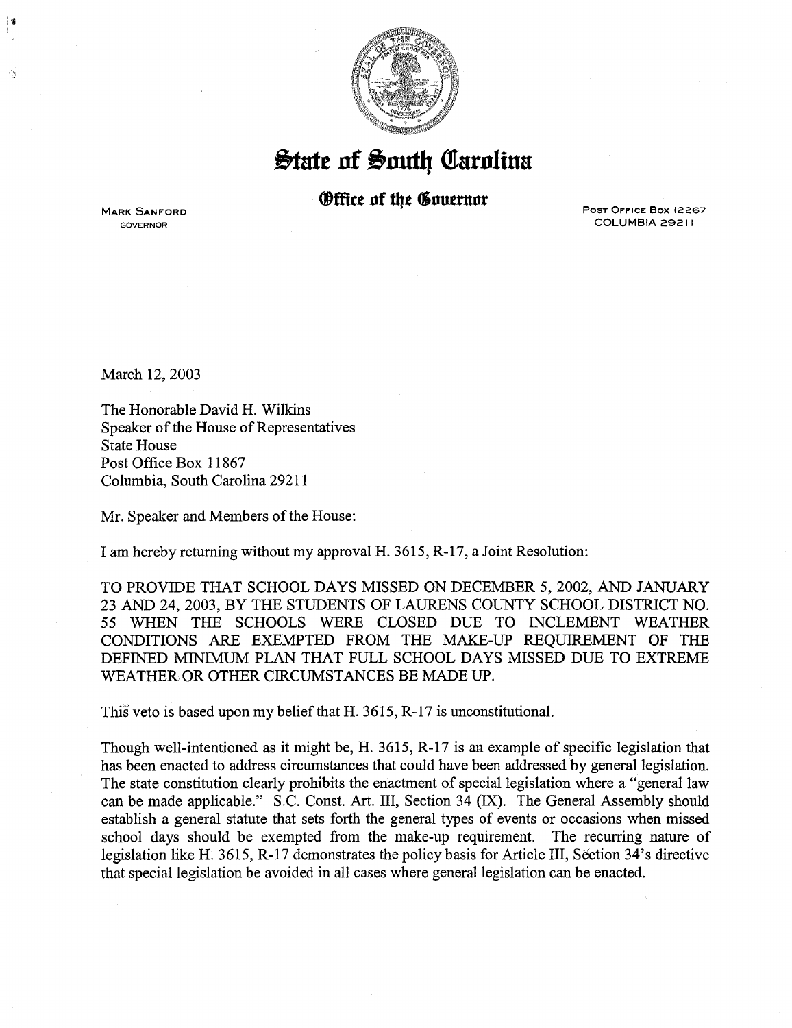# State of South Carolina

## Office of the Governor

MARK SANFORD
GOVERNOR

POST OFFICE BOX 12267
COLUMBIA 29211

March 12, 2003

The Honorable David H. Wilkins
Speaker of the House of Representatives
State House
Post Office Box 11867
Columbia, South Carolina 29211

Mr. Speaker and Members of the House:

I am hereby returning without my approval H. 3615, R-17, a Joint Resolution:

TO PROVIDE THAT SCHOOL DAYS MISSED ON DECEMBER 5, 2002, AND JANUARY 23 AND 24, 2003, BY THE STUDENTS OF LAURENS COUNTY SCHOOL DISTRICT NO. 55 WHEN THE SCHOOLS WERE CLOSED DUE TO INCLEMENT WEATHER CONDITIONS ARE EXEMPTED FROM THE MAKE-UP REQUIREMENT OF THE DEFINED MINIMUM PLAN THAT FULL SCHOOL DAYS MISSED DUE TO EXTREME WEATHER OR OTHER CIRCUMSTANCES BE MADE UP.

This veto is based upon my belief that H. 3615, R-17 is unconstitutional.

Though well-intentioned as it might be, H. 3615, R-17 is an example of specific legislation that has been enacted to address circumstances that could have been addressed by general legislation. The state constitution clearly prohibits the enactment of special legislation where a "general law can be made applicable." S.C. Const. Art. III, Section 34 (IX). The General Assembly should establish a general statute that sets forth the general types of events or occasions when missed school days should be exempted from the make-up requirement. The recurring nature of legislation like H. 3615, R-17 demonstrates the policy basis for Article III, Section 34's directive that special legislation be avoided in all cases where general legislation can be enacted.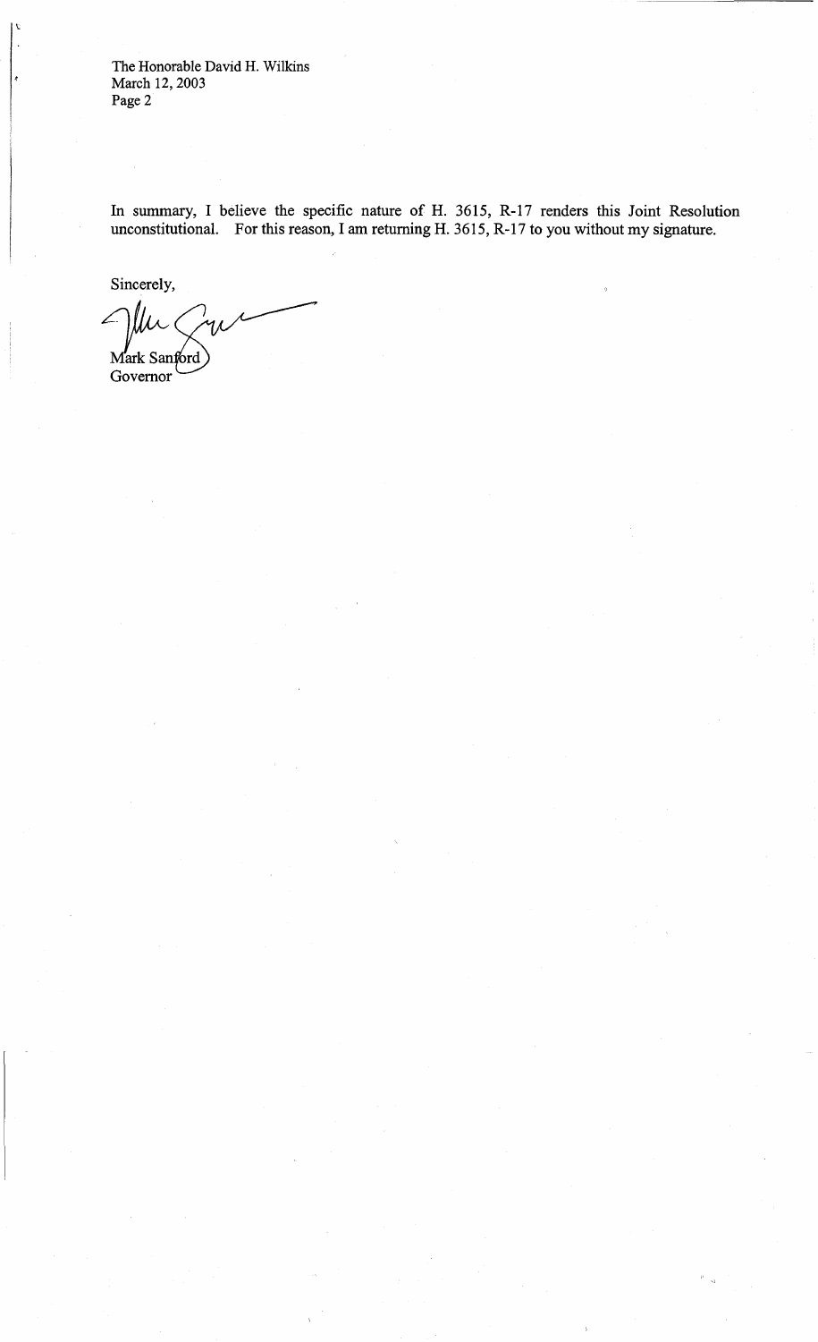The Honorable David H. Wilkins
March 12, 2003
Page 2

In summary, I believe the specific nature of H. 3615, R-17 renders this Joint Resolution unconstitutional. For this reason, I am returning H. 3615, R-17 to you without my signature.

Sincerely,

Mark Sanford
Governor